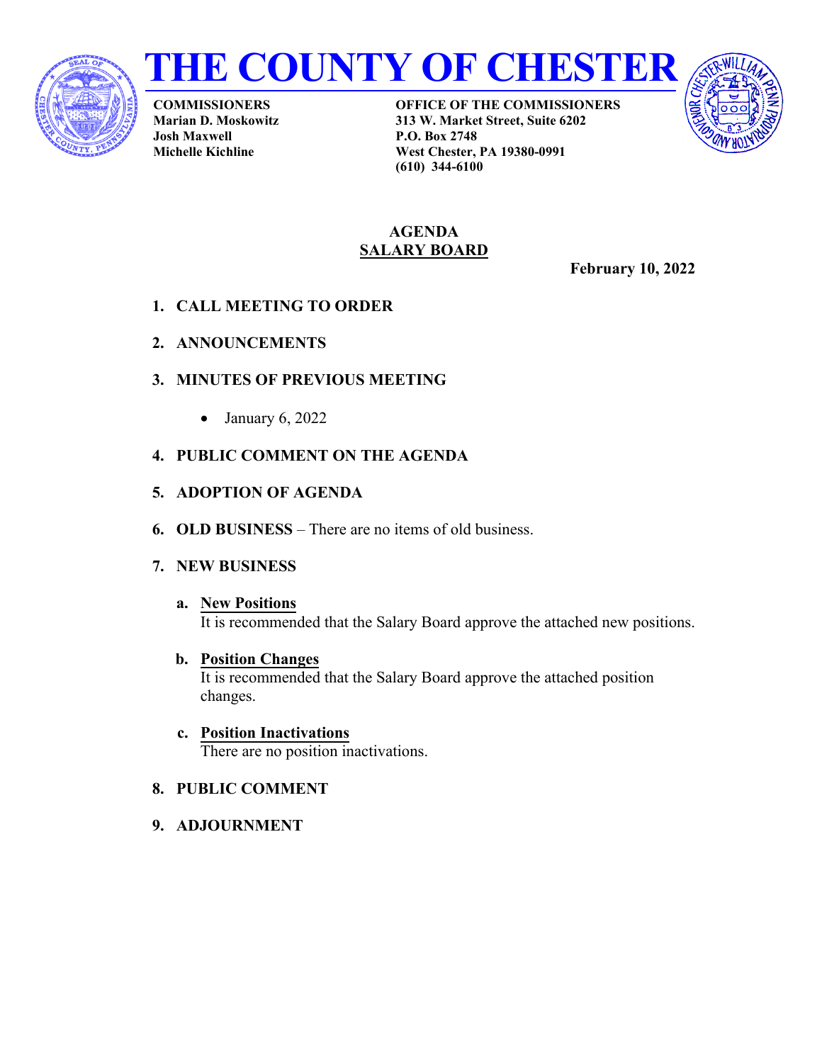# THE COUNTY OF CHESTER

**COMMISSIONERS**
**Marian D. Moskowitz**
**Josh Maxwell**
**Michelle Kichline**

**OFFICE OF THE COMMISSIONERS**
**313 W. Market Street, Suite 6202**
**P.O. Box 2748**
**West Chester, PA 19380-0991**
**(610) 344-6100**

## AGENDA
## SALARY BOARD

**February 10, 2022**

1. **CALL MEETING TO ORDER**

2. **ANNOUNCEMENTS**

3. **MINUTES OF PREVIOUS MEETING**

   - January 6, 2022

4. **PUBLIC COMMENT ON THE AGENDA**

5. **ADOPTION OF AGENDA**

6. **OLD BUSINESS** – There are no items of old business.

7. **NEW BUSINESS**

   a. **New Positions**
   It is recommended that the Salary Board approve the attached new positions.

   b. **Position Changes**
   It is recommended that the Salary Board approve the attached position changes.

   c. **Position Inactivations**
   There are no position inactivations.

8. **PUBLIC COMMENT**

9. **ADJOURNMENT**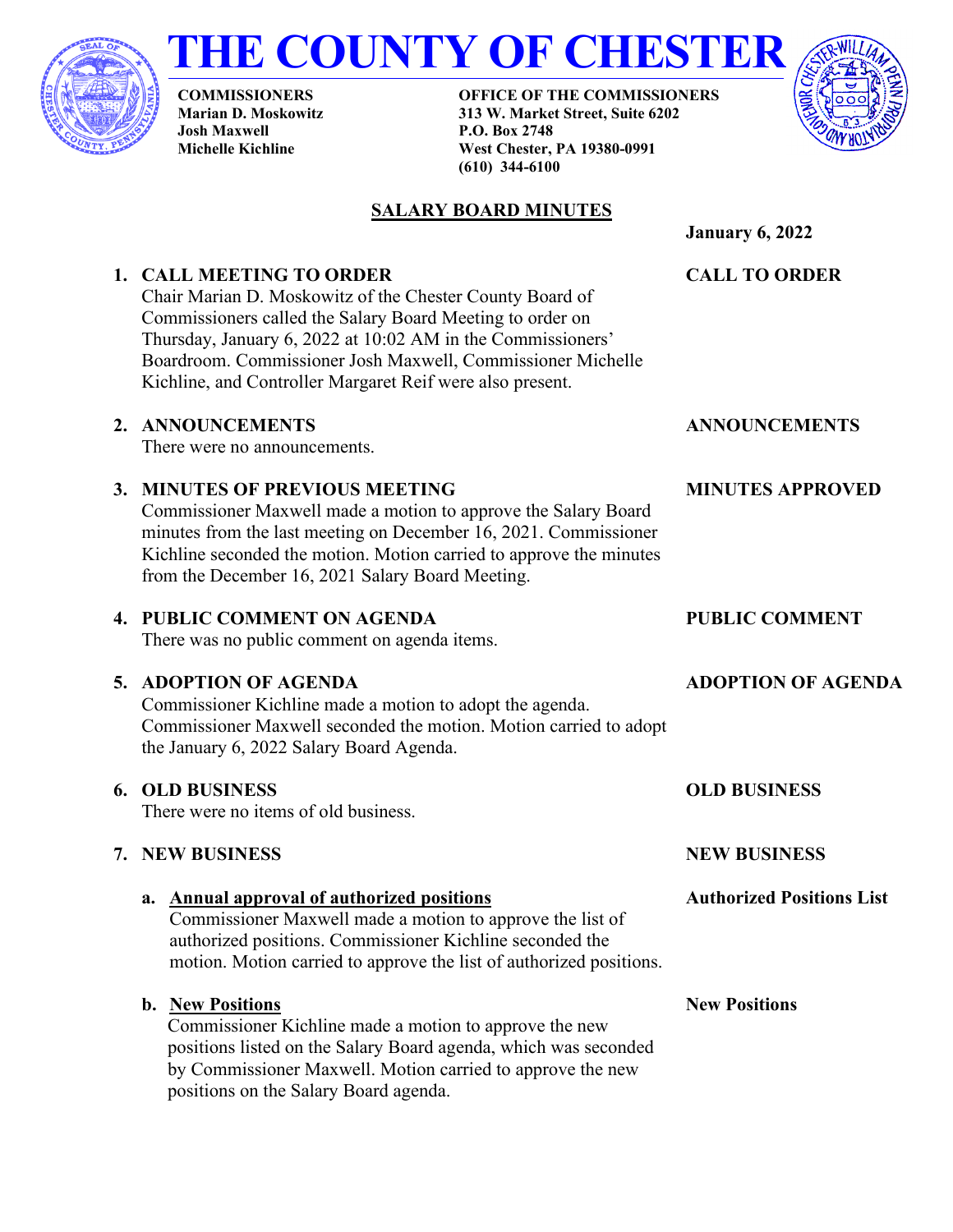# THE COUNTY OF CHESTER

**COMMISSIONERS**
**Marian D. Moskowitz**
**Josh Maxwell**
**Michelle Kichline**

**OFFICE OF THE COMMISSIONERS**
**313 W. Market Street, Suite 6202**
**P.O. Box 2748**
**West Chester, PA 19380-0991**
**(610) 344-6100**

## SALARY BOARD MINUTES

**January 6, 2022**

**1. CALL MEETING TO ORDER** — **CALL TO ORDER**

Chair Marian D. Moskowitz of the Chester County Board of Commissioners called the Salary Board Meeting to order on Thursday, January 6, 2022 at 10:02 AM in the Commissioners' Boardroom. Commissioner Josh Maxwell, Commissioner Michelle Kichline, and Controller Margaret Reif were also present.

**2. ANNOUNCEMENTS** — **ANNOUNCEMENTS**

There were no announcements.

**3. MINUTES OF PREVIOUS MEETING** — **MINUTES APPROVED**

Commissioner Maxwell made a motion to approve the Salary Board minutes from the last meeting on December 16, 2021. Commissioner Kichline seconded the motion. Motion carried to approve the minutes from the December 16, 2021 Salary Board Meeting.

**4. PUBLIC COMMENT ON AGENDA** — **PUBLIC COMMENT**

There was no public comment on agenda items.

**5. ADOPTION OF AGENDA** — **ADOPTION OF AGENDA**

Commissioner Kichline made a motion to adopt the agenda. Commissioner Maxwell seconded the motion. Motion carried to adopt the January 6, 2022 Salary Board Agenda.

**6. OLD BUSINESS** — **OLD BUSINESS**

There were no items of old business.

**7. NEW BUSINESS** — **NEW BUSINESS**

**a. Annual approval of authorized positions** — **Authorized Positions List**

Commissioner Maxwell made a motion to approve the list of authorized positions. Commissioner Kichline seconded the motion. Motion carried to approve the list of authorized positions.

**b. New Positions** — **New Positions**

Commissioner Kichline made a motion to approve the new positions listed on the Salary Board agenda, which was seconded by Commissioner Maxwell. Motion carried to approve the new positions on the Salary Board agenda.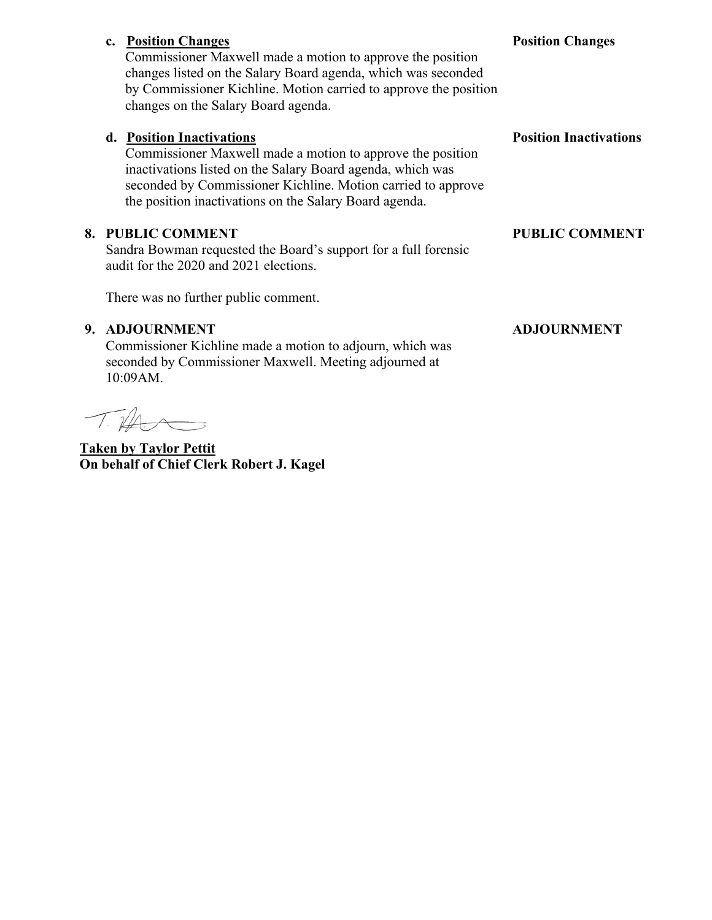c. **Position Changes**

Commissioner Maxwell made a motion to approve the position changes listed on the Salary Board agenda, which was seconded by Commissioner Kichline. Motion carried to approve the position changes on the Salary Board agenda.

**Position Changes**

d. **Position Inactivations**

Commissioner Maxwell made a motion to approve the position inactivations listed on the Salary Board agenda, which was seconded by Commissioner Kichline. Motion carried to approve the position inactivations on the Salary Board agenda.

**Position Inactivations**

**8. PUBLIC COMMENT**

**PUBLIC COMMENT**

Sandra Bowman requested the Board's support for a full forensic audit for the 2020 and 2021 elections.

There was no further public comment.

**9. ADJOURNMENT**

**ADJOURNMENT**

Commissioner Kichline made a motion to adjourn, which was seconded by Commissioner Maxwell. Meeting adjourned at 10:09AM.

T. P

**Taken by Taylor Pettit**
**On behalf of Chief Clerk Robert J. Kagel**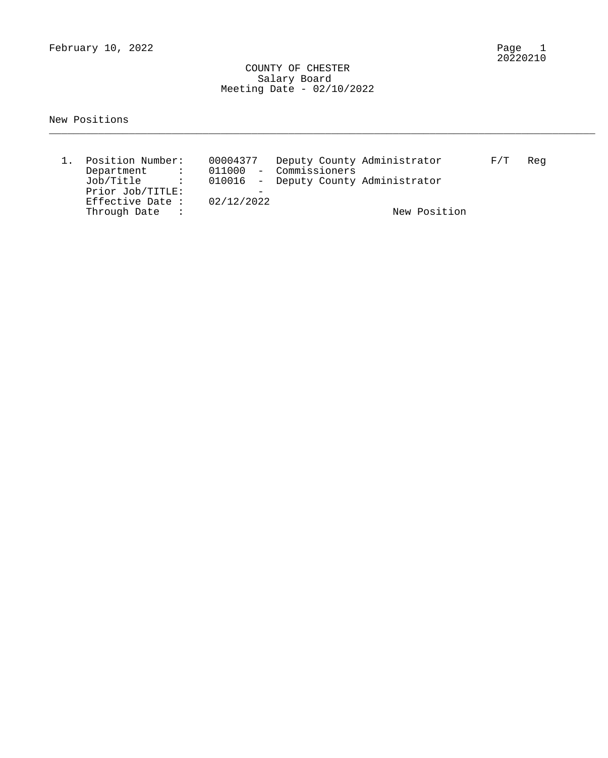February 10, 2022

# COUNTY OF CHESTER
## Salary Board
### Meeting Date - 02/10/2022

New Positions

---

1. Position Number: 00004377 Deputy County Administrator F/T Reg
   Department : 011000 - Commissioners
   Job/Title : 010016 - Deputy County Administrator
   Prior Job/TITLE: -
   Effective Date : 02/12/2022
   Through Date :
   New Position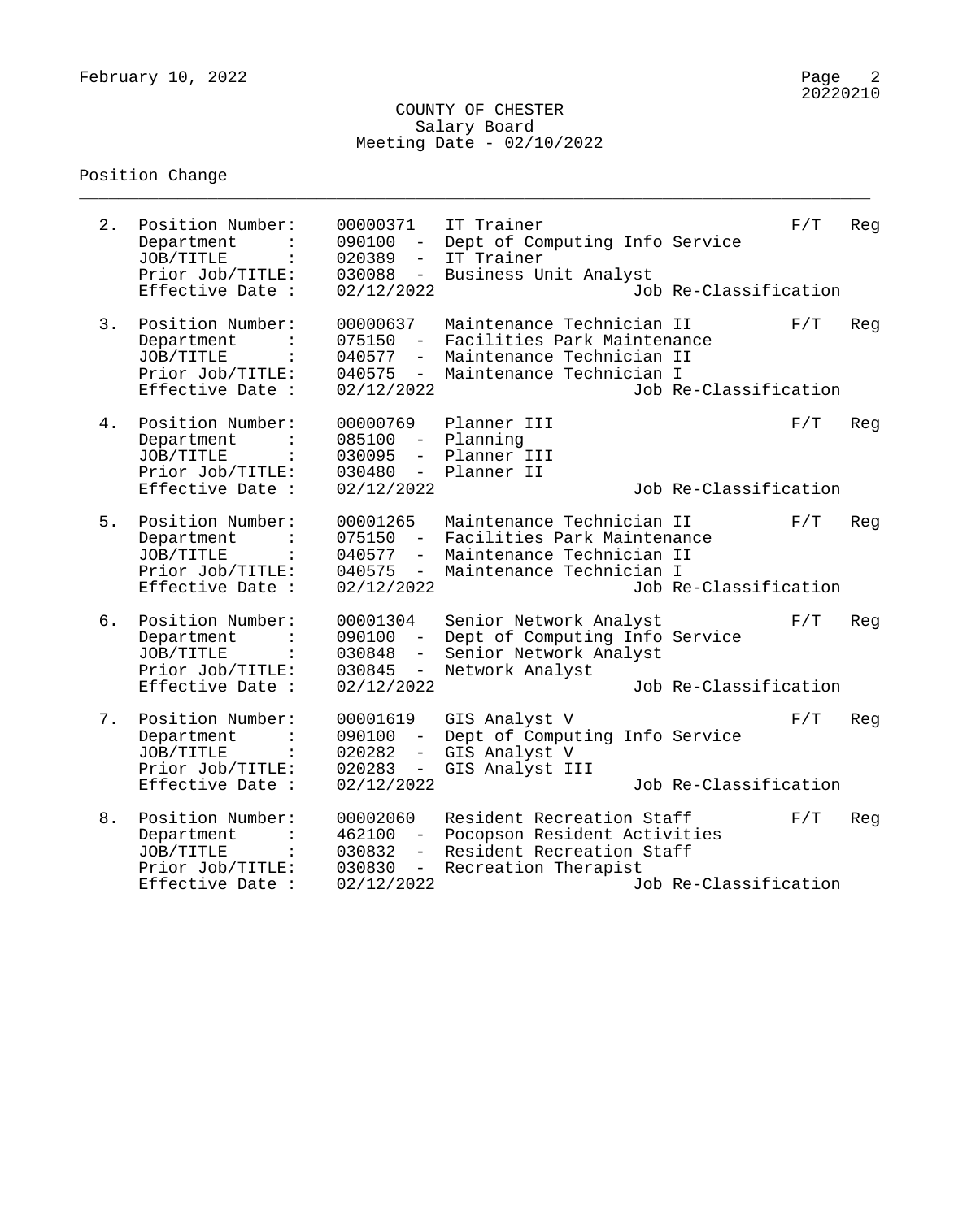COUNTY OF CHESTER
Salary Board
Meeting Date - 02/10/2022

## Position Change

2. Position Number: 00000371 IT Trainer — F/T Reg
   Department : 090100 - Dept of Computing Info Service
   JOB/TITLE : 020389 - IT Trainer
   Prior Job/TITLE: 030088 - Business Unit Analyst
   Effective Date : 02/12/2022 — Job Re-Classification

3. Position Number: 00000637 Maintenance Technician II — F/T Reg
   Department : 075150 - Facilities Park Maintenance
   JOB/TITLE : 040577 - Maintenance Technician II
   Prior Job/TITLE: 040575 - Maintenance Technician I
   Effective Date : 02/12/2022 — Job Re-Classification

4. Position Number: 00000769 Planner III — F/T Reg
   Department : 085100 - Planning
   JOB/TITLE : 030095 - Planner III
   Prior Job/TITLE: 030480 - Planner II
   Effective Date : 02/12/2022 — Job Re-Classification

5. Position Number: 00001265 Maintenance Technician II — F/T Reg
   Department : 075150 - Facilities Park Maintenance
   JOB/TITLE : 040577 - Maintenance Technician II
   Prior Job/TITLE: 040575 - Maintenance Technician I
   Effective Date : 02/12/2022 — Job Re-Classification

6. Position Number: 00001304 Senior Network Analyst — F/T Reg
   Department : 090100 - Dept of Computing Info Service
   JOB/TITLE : 030848 - Senior Network Analyst
   Prior Job/TITLE: 030845 - Network Analyst
   Effective Date : 02/12/2022 — Job Re-Classification

7. Position Number: 00001619 GIS Analyst V — F/T Reg
   Department : 090100 - Dept of Computing Info Service
   JOB/TITLE : 020282 - GIS Analyst V
   Prior Job/TITLE: 020283 - GIS Analyst III
   Effective Date : 02/12/2022 — Job Re-Classification

8. Position Number: 00002060 Resident Recreation Staff — F/T Reg
   Department : 462100 - Pocopson Resident Activities
   JOB/TITLE : 030832 - Resident Recreation Staff
   Prior Job/TITLE: 030830 - Recreation Therapist
   Effective Date : 02/12/2022 — Job Re-Classification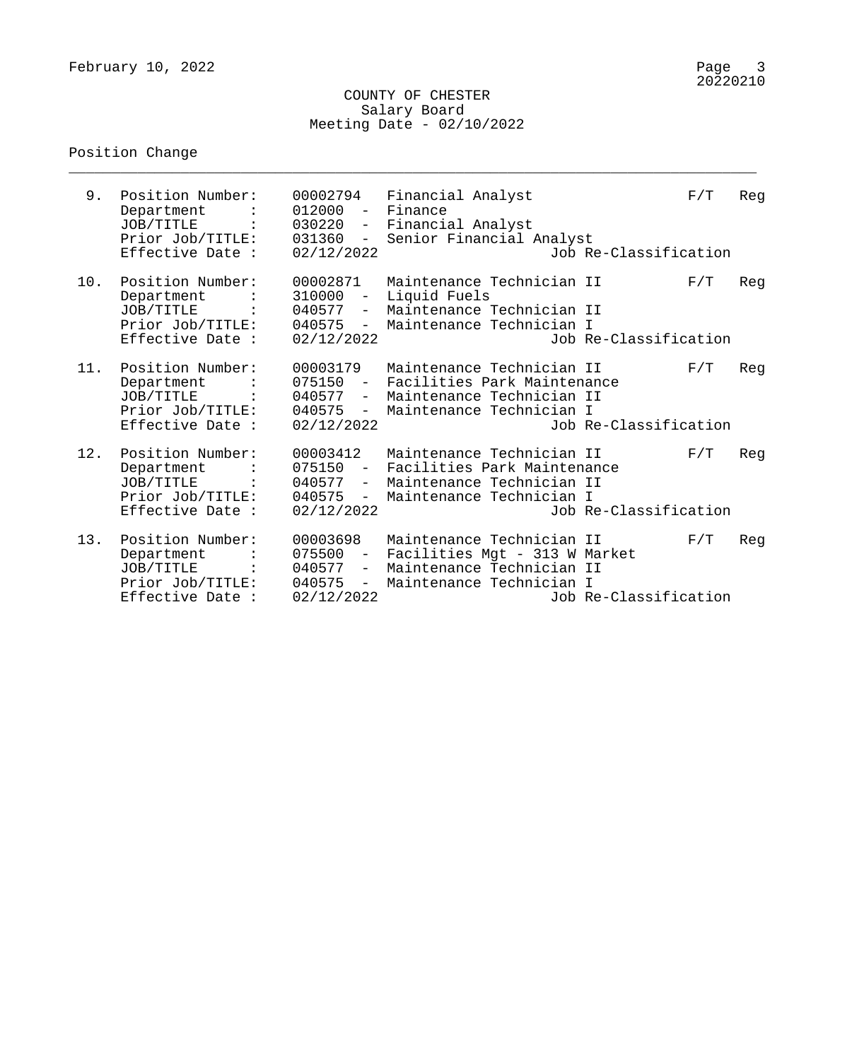COUNTY OF CHESTER
Salary Board
Meeting Date - 02/10/2022

Position Change

---

9. Position Number: 00002794 Financial Analyst F/T Reg
   Department : 012000 - Finance
   JOB/TITLE : 030220 - Financial Analyst
   Prior Job/TITLE: 031360 - Senior Financial Analyst
   Effective Date : 02/12/2022 Job Re-Classification

10. Position Number: 00002871 Maintenance Technician II F/T Reg
    Department : 310000 - Liquid Fuels
    JOB/TITLE : 040577 - Maintenance Technician II
    Prior Job/TITLE: 040575 - Maintenance Technician I
    Effective Date : 02/12/2022 Job Re-Classification

11. Position Number: 00003179 Maintenance Technician II F/T Reg
    Department : 075150 - Facilities Park Maintenance
    JOB/TITLE : 040577 - Maintenance Technician II
    Prior Job/TITLE: 040575 - Maintenance Technician I
    Effective Date : 02/12/2022 Job Re-Classification

12. Position Number: 00003412 Maintenance Technician II F/T Reg
    Department : 075150 - Facilities Park Maintenance
    JOB/TITLE : 040577 - Maintenance Technician II
    Prior Job/TITLE: 040575 - Maintenance Technician I
    Effective Date : 02/12/2022 Job Re-Classification

13. Position Number: 00003698 Maintenance Technician II F/T Reg
    Department : 075500 - Facilities Mgt - 313 W Market
    JOB/TITLE : 040577 - Maintenance Technician II
    Prior Job/TITLE: 040575 - Maintenance Technician I
    Effective Date : 02/12/2022 Job Re-Classification